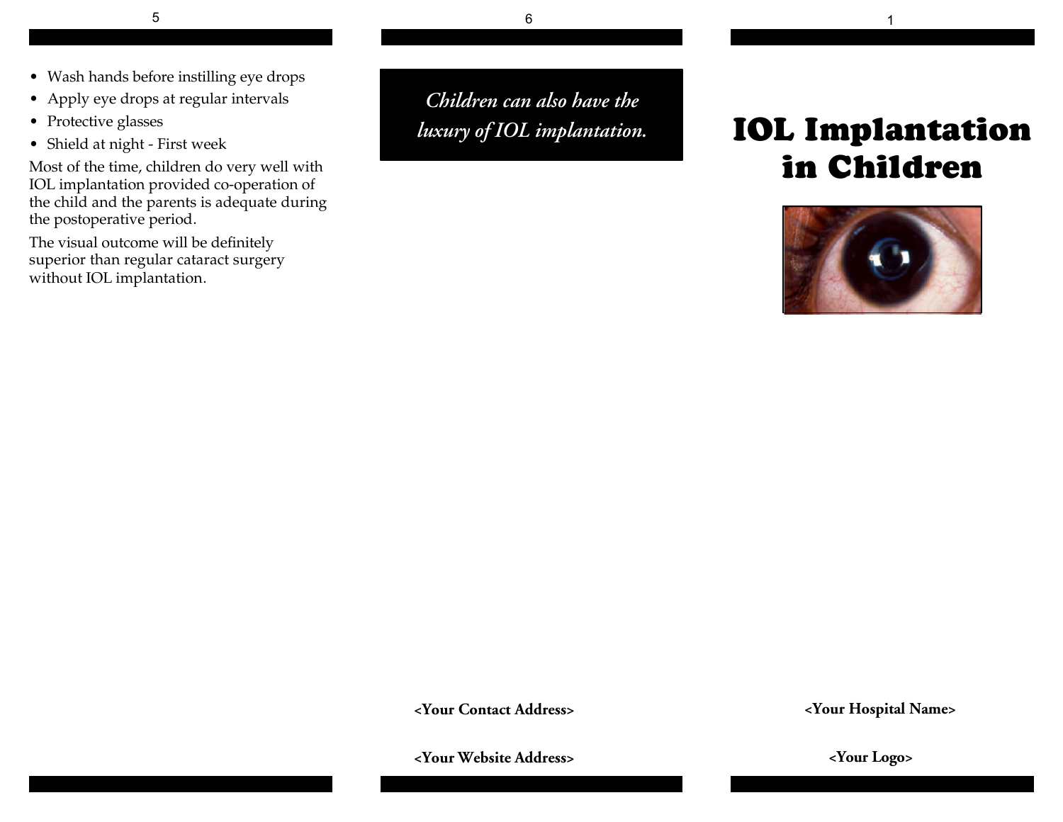- Wash hands before instilling eye drops
- Apply eye drops at regular intervals
- Protective glasses
- Shield at night - First week

Most of the time, children do very well with IOL implantation provided co-operation of the child and the parents is adequate during the postoperative period.

The visual outcome will be definitely superior than regular cataract surgery without IOL implantation.

*Children can also have the luxury of IOL implantation.*

**<Your Contact Address>**

**<Your Website Address>**

# IOL Implantation in Children

**<Your Hospital Name>**

**<Your Logo>**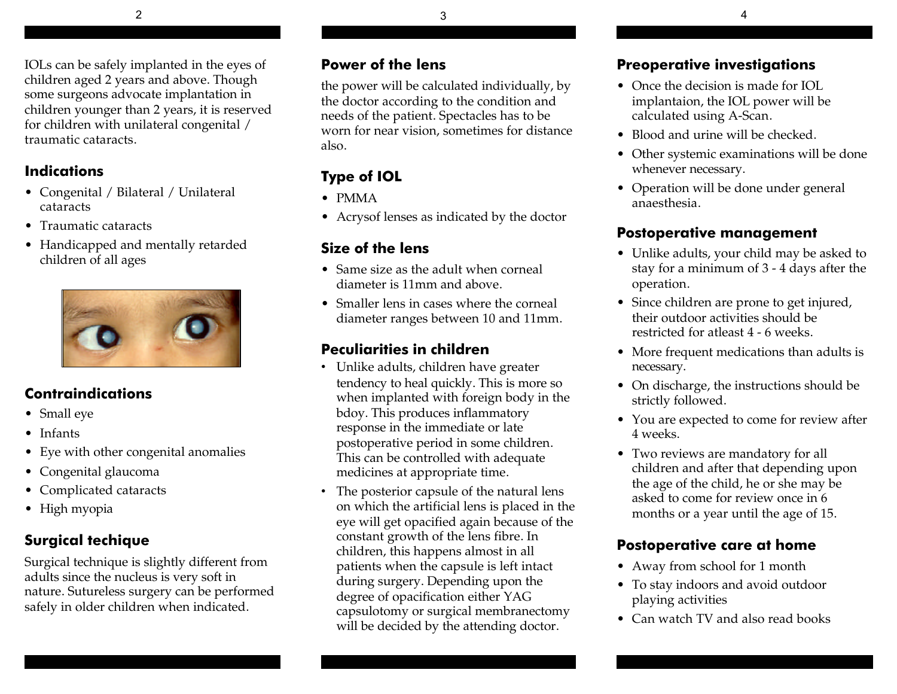IOLs can be safely implanted in the eyes of children aged 2 years and above. Though some surgeons advocate implantation in children younger than 2 years, it is reserved for children with unilateral congenital / traumatic cataracts.

## Indications

- Congenital / Bilateral / Unilateral cataracts
- Traumatic cataracts
- Handicapped and mentally retarded children of all ages

## Contraindications

- Small eye
- Infants
- Eye with other congenital anomalies
- Congenital glaucoma
- Complicated cataracts
- High myopia

## Surgical techique

Surgical technique is slightly different from adults since the nucleus is very soft in nature. Sutureless surgery can be performed safely in older children when indicated.

## Power of the lens

the power will be calculated individually, by the doctor according to the condition and needs of the patient. Spectacles has to be worn for near vision, sometimes for distance also.

## Type of IOL

- PMMA
- Acrysof lenses as indicated by the doctor

## Size of the lens

- Same size as the adult when corneal diameter is 11mm and above.
- Smaller lens in cases where the corneal diameter ranges between 10 and 11mm.

## Peculiarities in children

- Unlike adults, children have greater tendency to heal quickly. This is more so when implanted with foreign body in the bdoy. This produces inflammatory response in the immediate or late postoperative period in some children. This can be controlled with adequate medicines at appropriate time.
- The posterior capsule of the natural lens on which the artificial lens is placed in the eye will get opacified again because of the constant growth of the lens fibre. In children, this happens almost in all patients when the capsule is left intact during surgery. Depending upon the degree of opacification either YAG capsulotomy or surgical membranectomy will be decided by the attending doctor.

## Preoperative investigations

- Once the decision is made for IOL implantaion, the IOL power will be calculated using A-Scan.
- Blood and urine will be checked.
- Other systemic examinations will be done whenever necessary.
- Operation will be done under general anaesthesia.

## Postoperative management

- Unlike adults, your child may be asked to stay for a minimum of 3 - 4 days after the operation.
- Since children are prone to get injured, their outdoor activities should be restricted for atleast 4 - 6 weeks.
- More frequent medications than adults is necessary.
- On discharge, the instructions should be strictly followed.
- You are expected to come for review after 4 weeks.
- Two reviews are mandatory for all children and after that depending upon the age of the child, he or she may be asked to come for review once in 6 months or a year until the age of 15.

## Postoperative care at home

- Away from school for 1 month
- To stay indoors and avoid outdoor playing activities
- Can watch TV and also read books